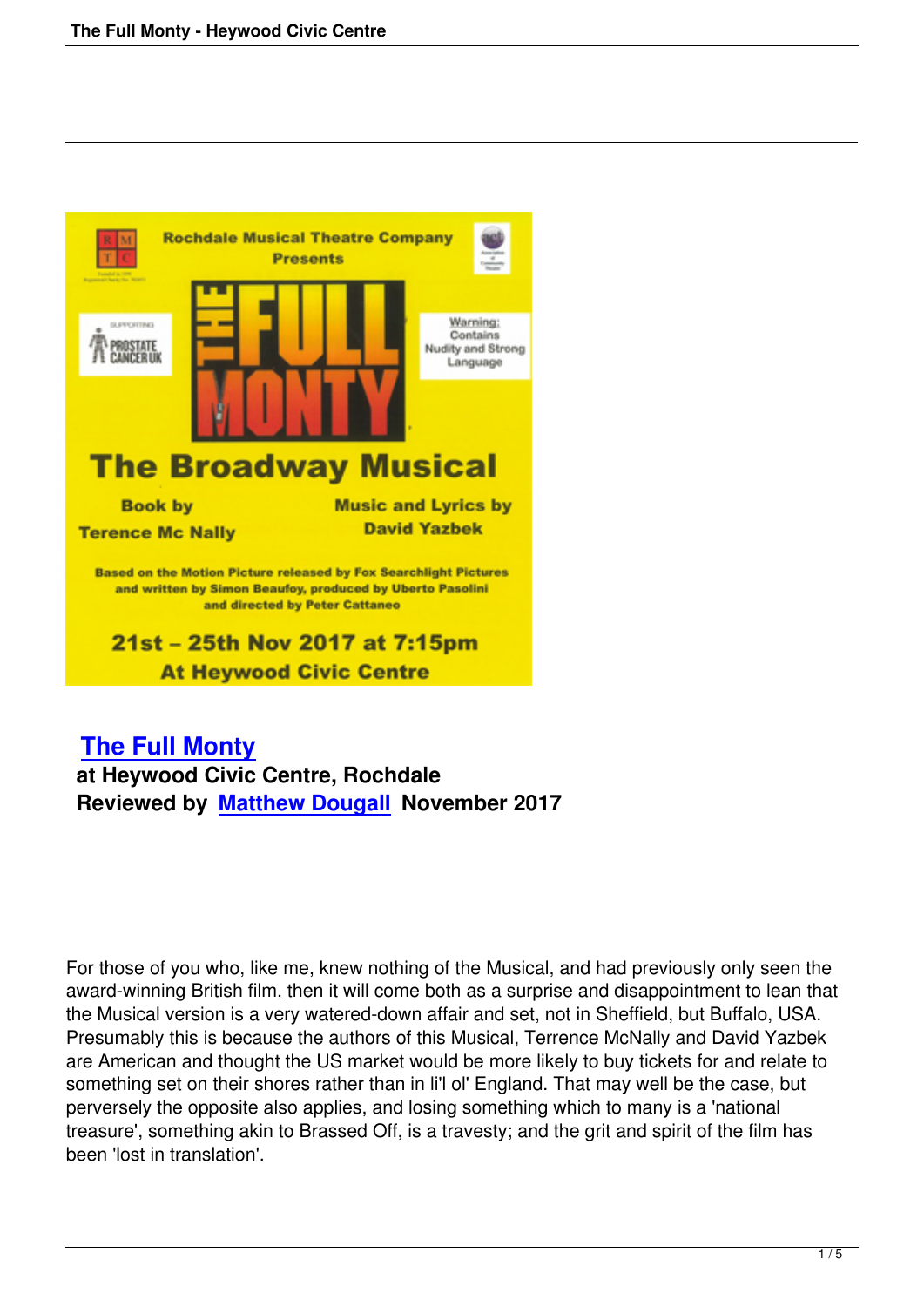## The Full Monty

**at Heywood Civic Centre, Rochdale**

**Reviewed by Matthew Dougall November 2017**

For those of you who, like me, knew nothing of the Musical, and had previously only seen the award-winning British film, then it will come both as a surprise and disappointment to lean that the Musical version is a very watered-down affair and set, not in Sheffield, but Buffalo, USA. Presumably this is because the authors of this Musical, Terrence McNally and David Yazbek are American and thought the US market would be more likely to buy tickets for and relate to something set on their shores rather than in li'l ol' England. That may well be the case, but perversely the opposite also applies, and losing something which to many is a 'national treasure', something akin to Brassed Off, is a travesty; and the grit and spirit of the film has been 'lost in translation'.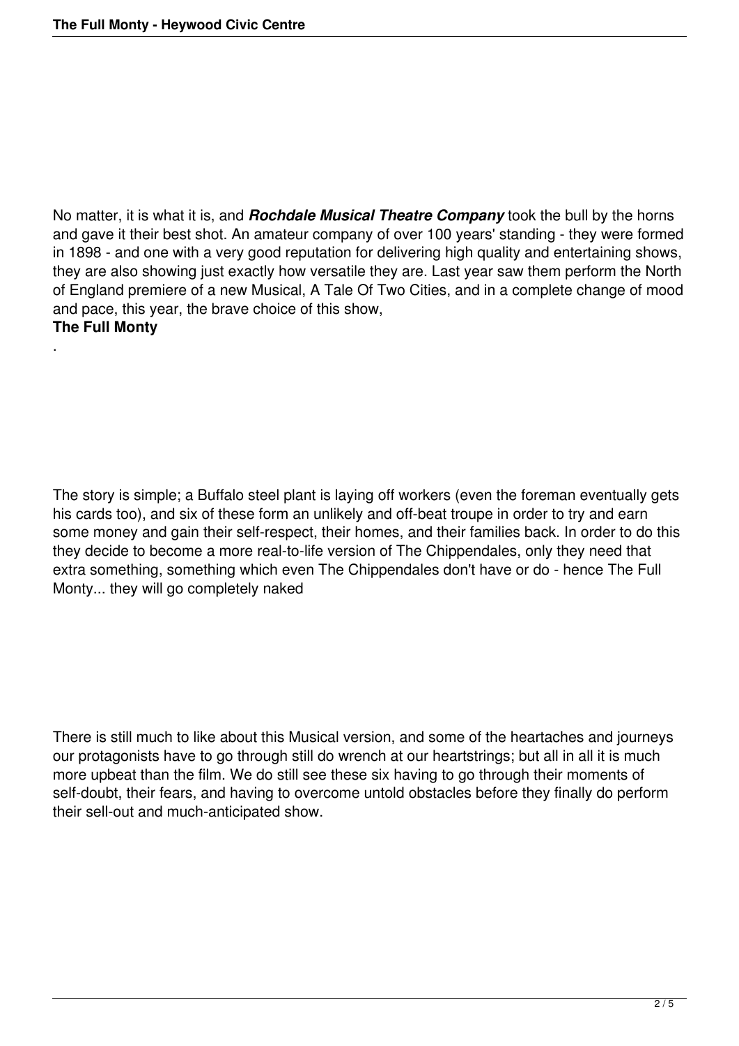No matter, it is what it is, and ***Rochdale Musical Theatre Company*** took the bull by the horns and gave it their best shot. An amateur company of over 100 years' standing - they were formed in 1898 - and one with a very good reputation for delivering high quality and entertaining shows, they are also showing just exactly how versatile they are. Last year saw them perform the North of England premiere of a new Musical, A Tale Of Two Cities, and in a complete change of mood and pace, this year, the brave choice of this show, **The Full Monty**.

The story is simple; a Buffalo steel plant is laying off workers (even the foreman eventually gets his cards too), and six of these form an unlikely and off-beat troupe in order to try and earn some money and gain their self-respect, their homes, and their families back. In order to do this they decide to become a more real-to-life version of The Chippendales, only they need that extra something, something which even The Chippendales don't have or do - hence The Full Monty... they will go completely naked

There is still much to like about this Musical version, and some of the heartaches and journeys our protagonists have to go through still do wrench at our heartstrings; but all in all it is much more upbeat than the film. We do still see these six having to go through their moments of self-doubt, their fears, and having to overcome untold obstacles before they finally do perform their sell-out and much-anticipated show.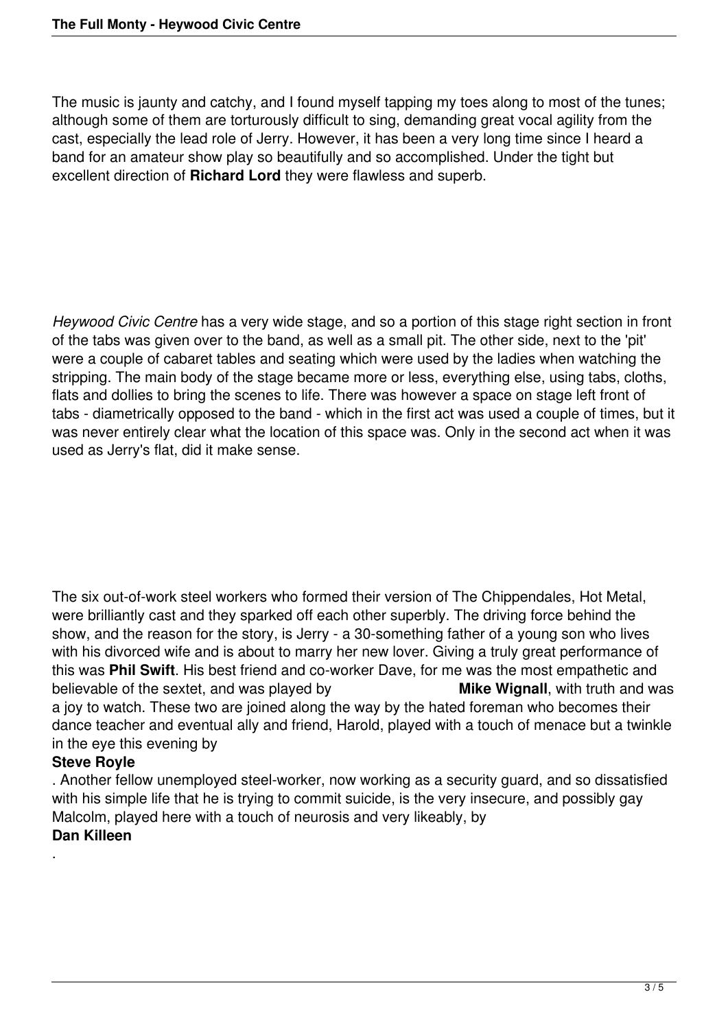The music is jaunty and catchy, and I found myself tapping my toes along to most of the tunes; although some of them are torturously difficult to sing, demanding great vocal agility from the cast, especially the lead role of Jerry. However, it has been a very long time since I heard a band for an amateur show play so beautifully and so accomplished. Under the tight but excellent direction of **Richard Lord** they were flawless and superb.

*Heywood Civic Centre* has a very wide stage, and so a portion of this stage right section in front of the tabs was given over to the band, as well as a small pit. The other side, next to the 'pit' were a couple of cabaret tables and seating which were used by the ladies when watching the stripping. The main body of the stage became more or less, everything else, using tabs, cloths, flats and dollies to bring the scenes to life. There was however a space on stage left front of tabs - diametrically opposed to the band - which in the first act was used a couple of times, but it was never entirely clear what the location of this space was. Only in the second act when it was used as Jerry's flat, did it make sense.

The six out-of-work steel workers who formed their version of The Chippendales, Hot Metal, were brilliantly cast and they sparked off each other superbly. The driving force behind the show, and the reason for the story, is Jerry - a 30-something father of a young son who lives with his divorced wife and is about to marry her new lover. Giving a truly great performance of this was **Phil Swift**. His best friend and co-worker Dave, for me was the most empathetic and believable of the sextet, and was played by **Mike Wignall**, with truth and was a joy to watch. These two are joined along the way by the hated foreman who becomes their dance teacher and eventual ally and friend, Harold, played with a touch of menace but a twinkle in the eye this evening by **Steve Royle**. Another fellow unemployed steel-worker, now working as a security guard, and so dissatisfied with his simple life that he is trying to commit suicide, is the very insecure, and possibly gay Malcolm, played here with a touch of neurosis and very likeably, by **Dan Killeen**.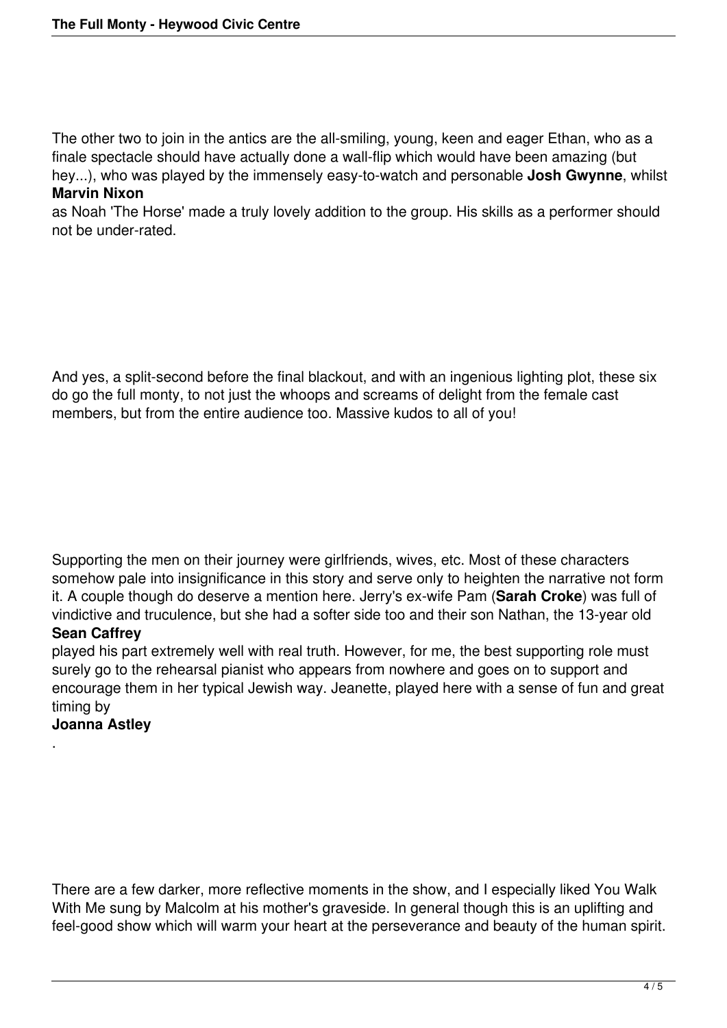The other two to join in the antics are the all-smiling, young, keen and eager Ethan, who as a finale spectacle should have actually done a wall-flip which would have been amazing (but hey...), who was played by the immensely easy-to-watch and personable **Josh Gwynne**, whilst **Marvin Nixon** as Noah 'The Horse' made a truly lovely addition to the group. His skills as a performer should not be under-rated.

And yes, a split-second before the final blackout, and with an ingenious lighting plot, these six do go the full monty, to not just the whoops and screams of delight from the female cast members, but from the entire audience too. Massive kudos to all of you!

Supporting the men on their journey were girlfriends, wives, etc. Most of these characters somehow pale into insignificance in this story and serve only to heighten the narrative not form it. A couple though do deserve a mention here. Jerry's ex-wife Pam (**Sarah Croke**) was full of vindictive and truculence, but she had a softer side too and their son Nathan, the 13-year old **Sean Caffrey** played his part extremely well with real truth. However, for me, the best supporting role must surely go to the rehearsal pianist who appears from nowhere and goes on to support and encourage them in her typical Jewish way. Jeanette, played here with a sense of fun and great timing by **Joanna Astley**.

There are a few darker, more reflective moments in the show, and I especially liked You Walk With Me sung by Malcolm at his mother's graveside. In general though this is an uplifting and feel-good show which will warm your heart at the perseverance and beauty of the human spirit.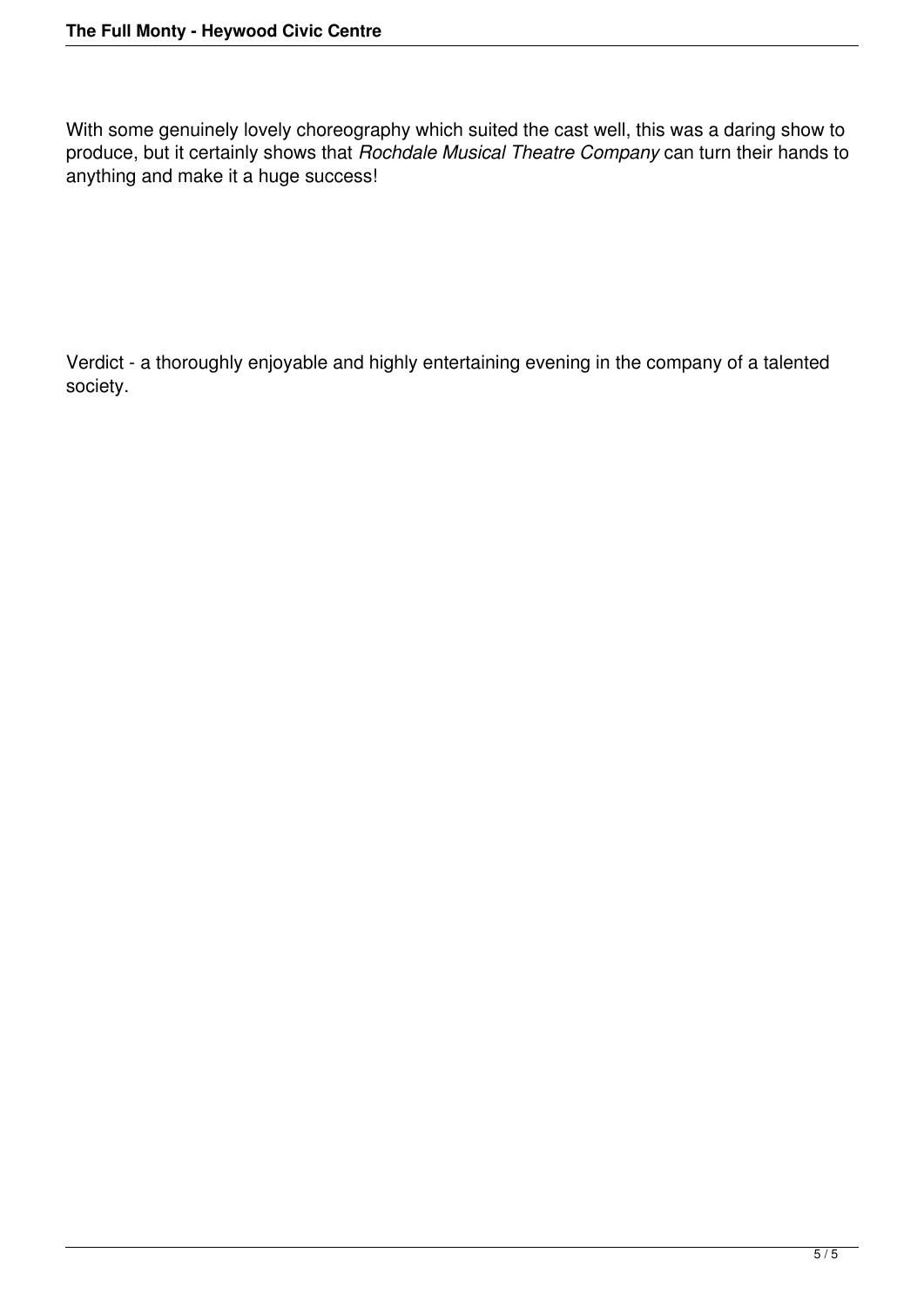With some genuinely lovely choreography which suited the cast well, this was a daring show to produce, but it certainly shows that *Rochdale Musical Theatre Company* can turn their hands to anything and make it a huge success!

Verdict - a thoroughly enjoyable and highly entertaining evening in the company of a talented society.